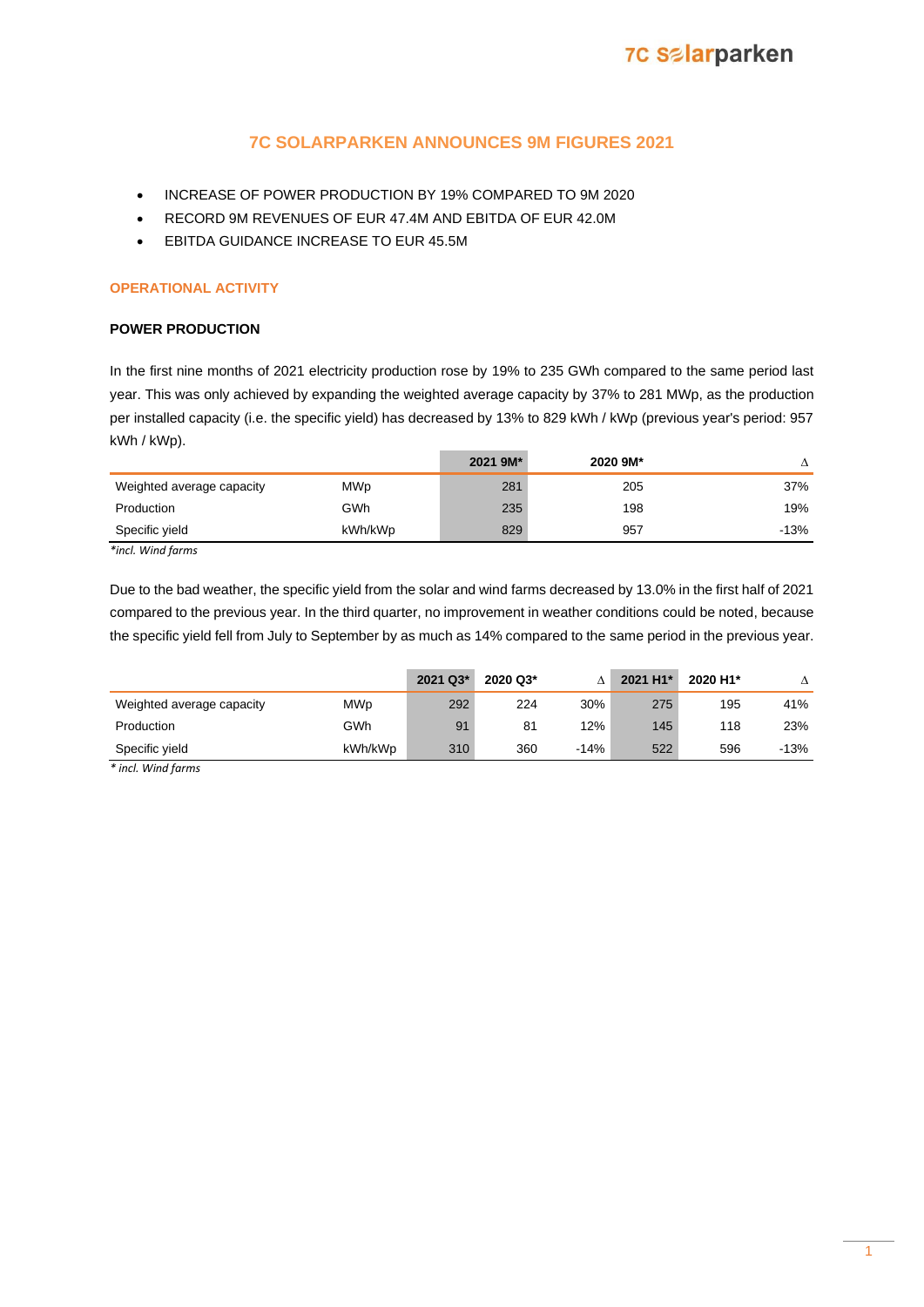# 7C SOLARPARKEN ANNOUNCES 9M FIGURES 2021

- INCREASE OF POWER PRODUCTION BY 19% COMPARED TO 9M 2020
- RECORD 9M REVENUES OF EUR 47.4M AND EBITDA OF EUR 42.0M
- EBITDA GUIDANCE INCREASE TO EUR 45.5M

## OPERATIONAL ACTIVITY

### POWER PRODUCTION

In the first nine months of 2021 electricity production rose by 19% to 235 GWh compared to the same period last year. This was only achieved by expanding the weighted average capacity by 37% to 281 MWp, as the production per installed capacity (i.e. the specific yield) has decreased by 13% to 829 kWh / kWp (previous year's period: 957 kWh / kWp).

| | | 2021 9M* | 2020 9M* | Δ |
|---|---|---|---|---|
| Weighted average capacity | MWp | 281 | 205 | 37% |
| Production | GWh | 235 | 198 | 19% |
| Specific yield | kWh/kWp | 829 | 957 | -13% |

*incl. Wind farms*

Due to the bad weather, the specific yield from the solar and wind farms decreased by 13.0% in the first half of 2021 compared to the previous year. In the third quarter, no improvement in weather conditions could be noted, because the specific yield fell from July to September by as much as 14% compared to the same period in the previous year.

| | | 2021 Q3* | 2020 Q3* | Δ | 2021 H1* | 2020 H1* | Δ |
|---|---|---|---|---|---|---|---|
| Weighted average capacity | MWp | 292 | 224 | 30% | 275 | 195 | 41% |
| Production | GWh | 91 | 81 | 12% | 145 | 118 | 23% |
| Specific yield | kWh/kWp | 310 | 360 | -14% | 522 | 596 | -13% |

*\* incl. Wind farms*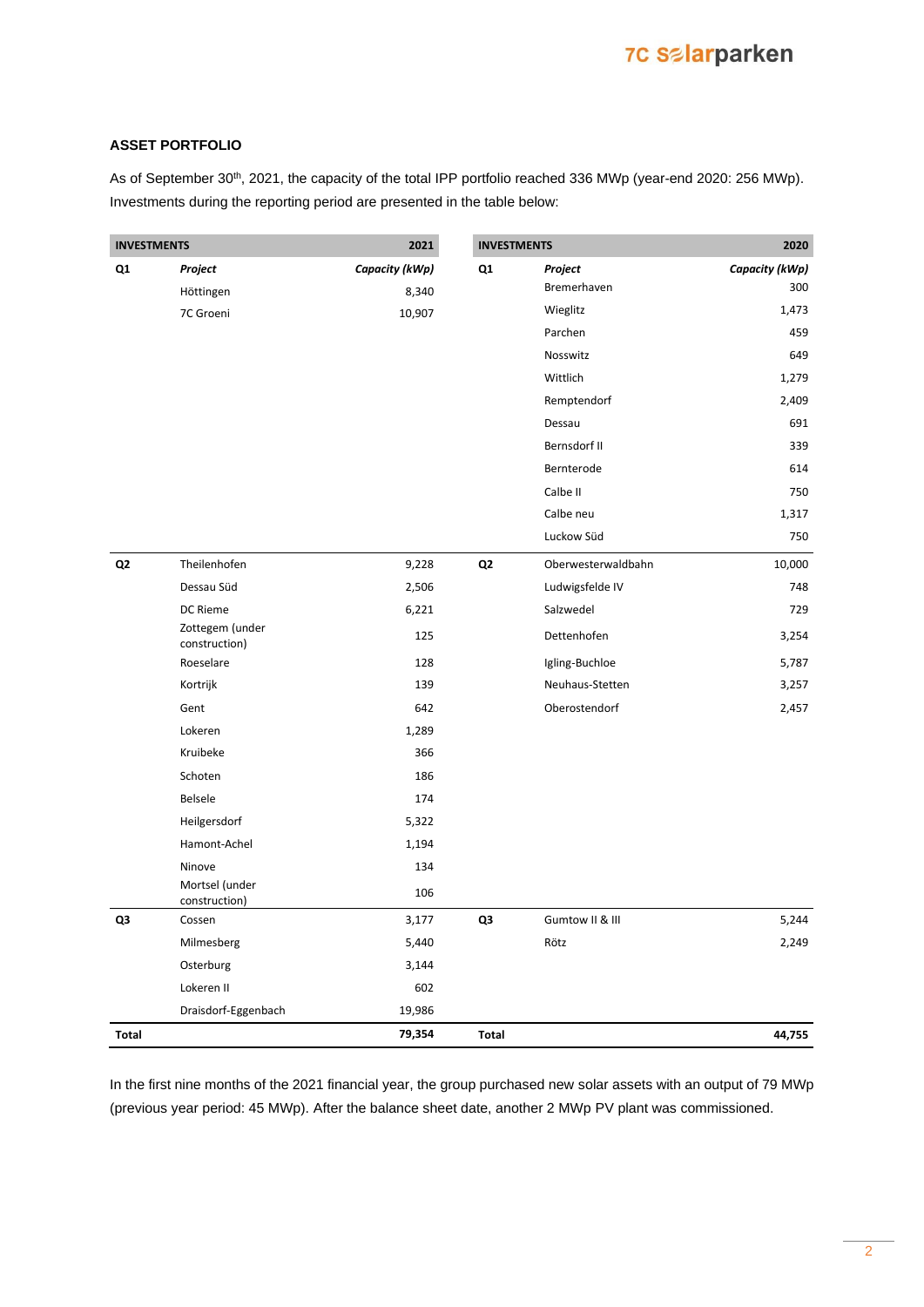## ASSET PORTFOLIO

As of September 30th, 2021, the capacity of the total IPP portfolio reached 336 MWp (year-end 2020: 256 MWp). Investments during the reporting period are presented in the table below:

| INVESTMENTS | | 2021 | INVESTMENTS | | 2020 |
|---|---|---|---|---|---|
| Q1 | *Project* | *Capacity (kWp)* | Q1 | *Project* | *Capacity (kWp)* |
| | Höttingen | 8,340 | | Bremerhaven | 300 |
| | 7C Groeni | 10,907 | | Wieglitz | 1,473 |
| | | | | Parchen | 459 |
| | | | | Nosswitz | 649 |
| | | | | Wittlich | 1,279 |
| | | | | Remptendorf | 2,409 |
| | | | | Dessau | 691 |
| | | | | Bernsdorf II | 339 |
| | | | | Bernterode | 614 |
| | | | | Calbe II | 750 |
| | | | | Calbe neu | 1,317 |
| | | | | Luckow Süd | 750 |
| Q2 | Theilenhofen | 9,228 | Q2 | Oberwesterwaldbahn | 10,000 |
| | Dessau Süd | 2,506 | | Ludwigsfelde IV | 748 |
| | DC Rieme | 6,221 | | Salzwedel | 729 |
| | Zottegem (under construction) | 125 | | Dettenhofen | 3,254 |
| | Roeselare | 128 | | Igling-Buchloe | 5,787 |
| | Kortrijk | 139 | | Neuhaus-Stetten | 3,257 |
| | Gent | 642 | | Oberostendorf | 2,457 |
| | Lokeren | 1,289 | | | |
| | Kruibeke | 366 | | | |
| | Schoten | 186 | | | |
| | Belsele | 174 | | | |
| | Heilgersdorf | 5,322 | | | |
| | Hamont-Achel | 1,194 | | | |
| | Ninove | 134 | | | |
| | Mortsel (under construction) | 106 | | | |
| Q3 | Cossen | 3,177 | Q3 | Gumtow II & III | 5,244 |
| | Milmesberg | 5,440 | | Rötz | 2,249 |
| | Osterburg | 3,144 | | | |
| | Lokeren II | 602 | | | |
| | Draisdorf-Eggenbach | 19,986 | | | |
| **Total** | | **79,354** | **Total** | | **44,755** |

In the first nine months of the 2021 financial year, the group purchased new solar assets with an output of 79 MWp (previous year period: 45 MWp). After the balance sheet date, another 2 MWp PV plant was commissioned.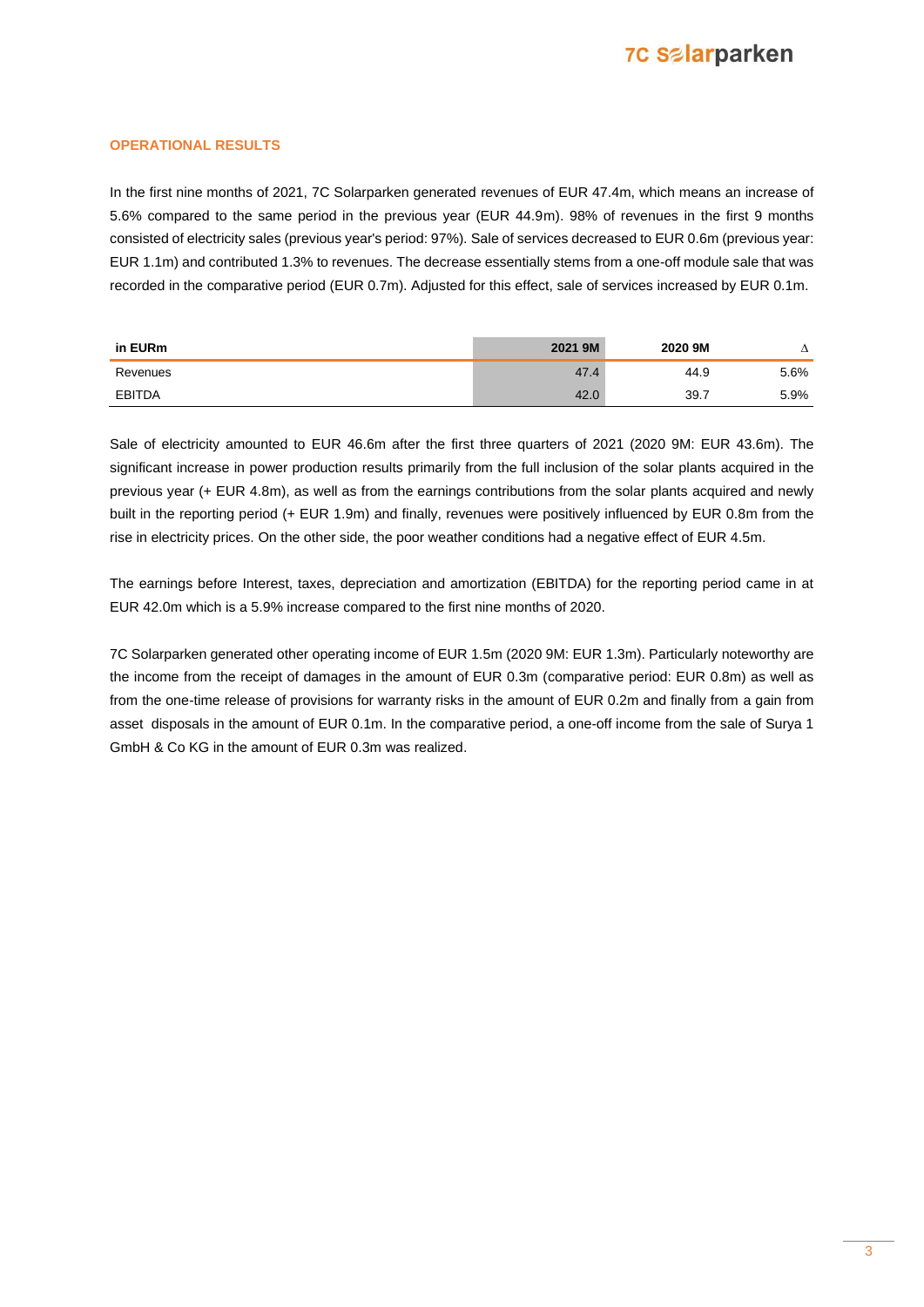## OPERATIONAL RESULTS

In the first nine months of 2021, 7C Solarparken generated revenues of EUR 47.4m, which means an increase of 5.6% compared to the same period in the previous year (EUR 44.9m). 98% of revenues in the first 9 months consisted of electricity sales (previous year's period: 97%). Sale of services decreased to EUR 0.6m (previous year: EUR 1.1m) and contributed 1.3% to revenues. The decrease essentially stems from a one-off module sale that was recorded in the comparative period (EUR 0.7m). Adjusted for this effect, sale of services increased by EUR 0.1m.

| in EURm | 2021 9M | 2020 9M | Δ |
|---|---|---|---|
| Revenues | 47.4 | 44.9 | 5.6% |
| EBITDA | 42.0 | 39.7 | 5.9% |

Sale of electricity amounted to EUR 46.6m after the first three quarters of 2021 (2020 9M: EUR 43.6m). The significant increase in power production results primarily from the full inclusion of the solar plants acquired in the previous year (+ EUR 4.8m), as well as from the earnings contributions from the solar plants acquired and newly built in the reporting period (+ EUR 1.9m) and finally, revenues were positively influenced by EUR 0.8m from the rise in electricity prices. On the other side, the poor weather conditions had a negative effect of EUR 4.5m.

The earnings before Interest, taxes, depreciation and amortization (EBITDA) for the reporting period came in at EUR 42.0m which is a 5.9% increase compared to the first nine months of 2020.

7C Solarparken generated other operating income of EUR 1.5m (2020 9M: EUR 1.3m). Particularly noteworthy are the income from the receipt of damages in the amount of EUR 0.3m (comparative period: EUR 0.8m) as well as from the one-time release of provisions for warranty risks in the amount of EUR 0.2m and finally from a gain from asset disposals in the amount of EUR 0.1m. In the comparative period, a one-off income from the sale of Surya 1 GmbH & Co KG in the amount of EUR 0.3m was realized.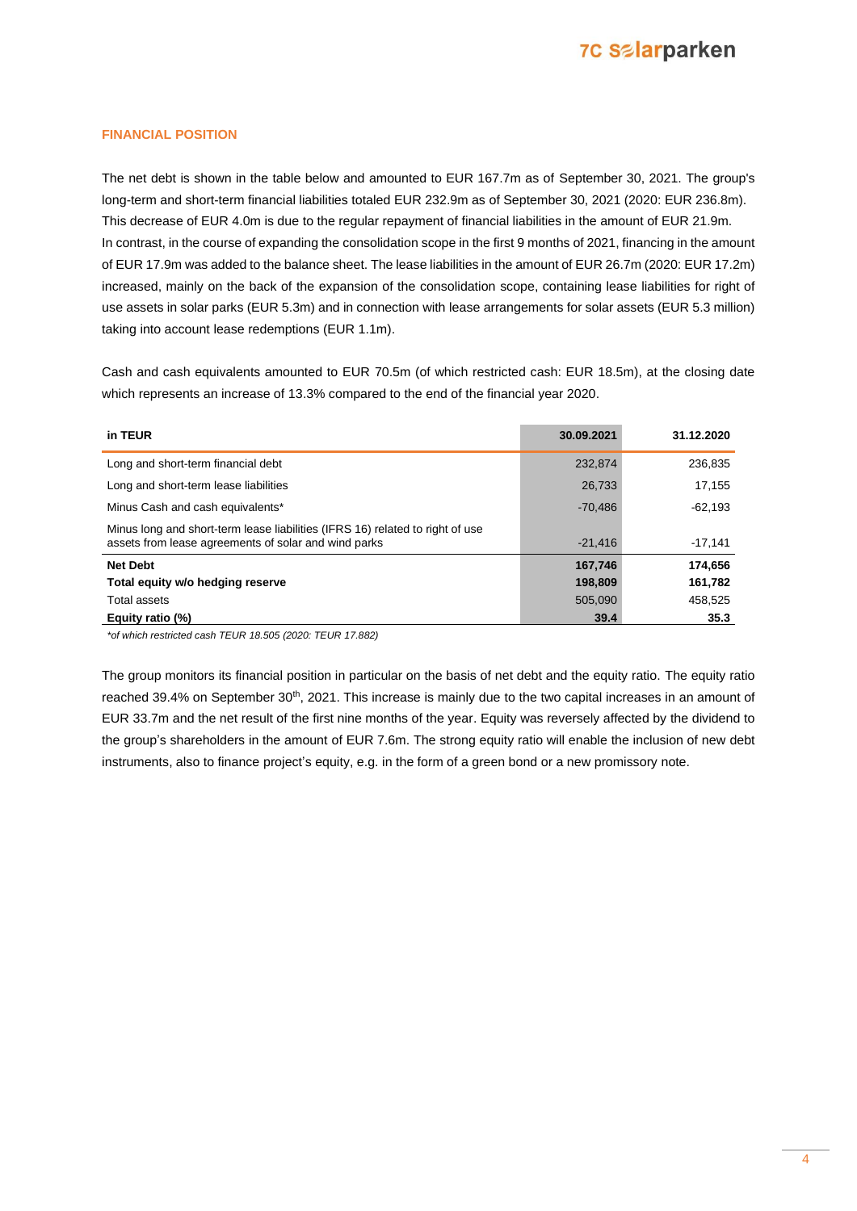## FINANCIAL POSITION

The net debt is shown in the table below and amounted to EUR 167.7m as of September 30, 2021. The group's long-term and short-term financial liabilities totaled EUR 232.9m as of September 30, 2021 (2020: EUR 236.8m). This decrease of EUR 4.0m is due to the regular repayment of financial liabilities in the amount of EUR 21.9m. In contrast, in the course of expanding the consolidation scope in the first 9 months of 2021, financing in the amount of EUR 17.9m was added to the balance sheet. The lease liabilities in the amount of EUR 26.7m (2020: EUR 17.2m) increased, mainly on the back of the expansion of the consolidation scope, containing lease liabilities for right of use assets in solar parks (EUR 5.3m) and in connection with lease arrangements for solar assets (EUR 5.3 million) taking into account lease redemptions (EUR 1.1m).

Cash and cash equivalents amounted to EUR 70.5m (of which restricted cash: EUR 18.5m), at the closing date which represents an increase of 13.3% compared to the end of the financial year 2020.

| in TEUR | 30.09.2021 | 31.12.2020 |
|---|---|---|
| Long and short-term financial debt | 232,874 | 236,835 |
| Long and short-term lease liabilities | 26,733 | 17,155 |
| Minus Cash and cash equivalents* | -70,486 | -62,193 |
| Minus long and short-term lease liabilities (IFRS 16) related to right of use assets from lease agreements of solar and wind parks | -21,416 | -17,141 |
| **Net Debt** | **167,746** | **174,656** |
| **Total equity w/o hedging reserve** | **198,809** | **161,782** |
| Total assets | 505,090 | 458,525 |
| **Equity ratio (%)** | **39.4** | **35.3** |

*\*of which restricted cash TEUR 18.505 (2020: TEUR 17.882)*

The group monitors its financial position in particular on the basis of net debt and the equity ratio. The equity ratio reached 39.4% on September 30th, 2021. This increase is mainly due to the two capital increases in an amount of EUR 33.7m and the net result of the first nine months of the year. Equity was reversely affected by the dividend to the group's shareholders in the amount of EUR 7.6m. The strong equity ratio will enable the inclusion of new debt instruments, also to finance project's equity, e.g. in the form of a green bond or a new promissory note.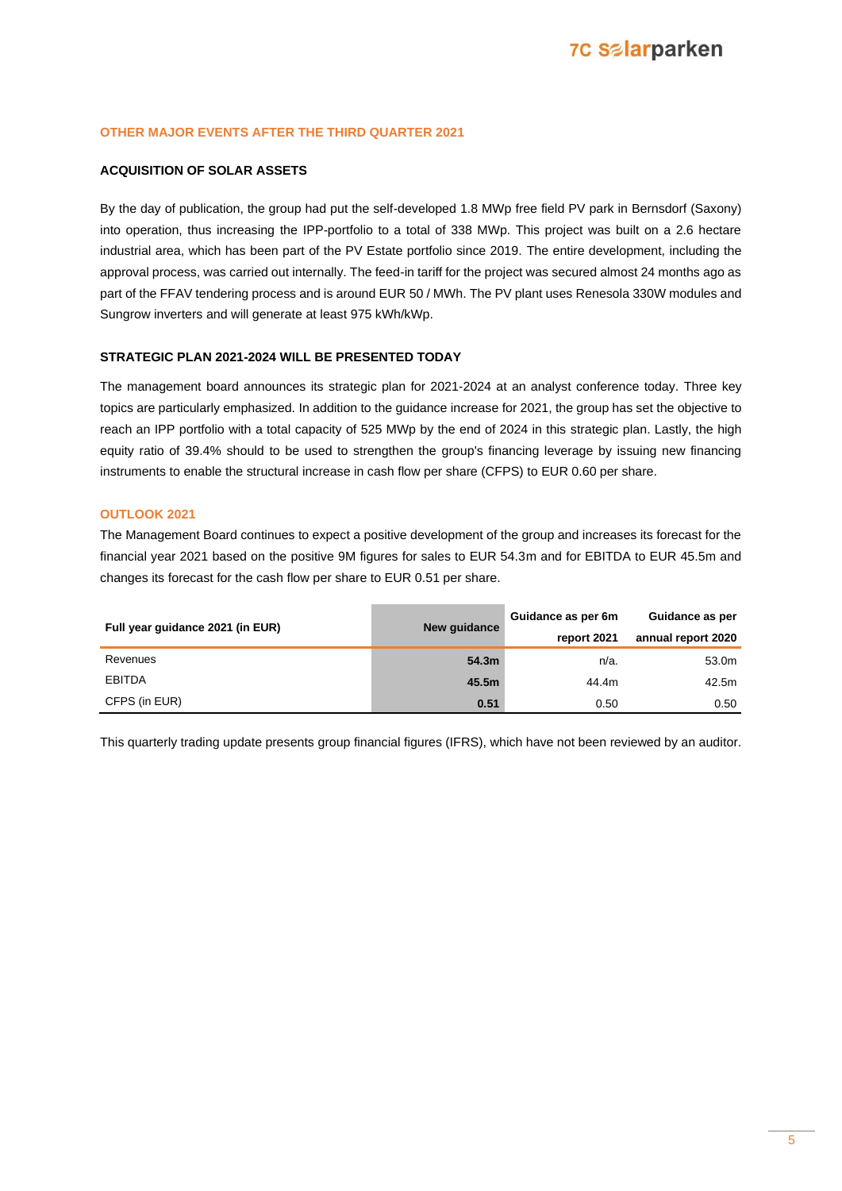## OTHER MAJOR EVENTS AFTER THE THIRD QUARTER 2021

### ACQUISITION OF SOLAR ASSETS

By the day of publication, the group had put the self-developed 1.8 MWp free field PV park in Bernsdorf (Saxony) into operation, thus increasing the IPP-portfolio to a total of 338 MWp. This project was built on a 2.6 hectare industrial area, which has been part of the PV Estate portfolio since 2019. The entire development, including the approval process, was carried out internally. The feed-in tariff for the project was secured almost 24 months ago as part of the FFAV tendering process and is around EUR 50 / MWh. The PV plant uses Renesola 330W modules and Sungrow inverters and will generate at least 975 kWh/kWp.

### STRATEGIC PLAN 2021-2024 WILL BE PRESENTED TODAY

The management board announces its strategic plan for 2021-2024 at an analyst conference today. Three key topics are particularly emphasized. In addition to the guidance increase for 2021, the group has set the objective to reach an IPP portfolio with a total capacity of 525 MWp by the end of 2024 in this strategic plan. Lastly, the high equity ratio of 39.4% should to be used to strengthen the group's financing leverage by issuing new financing instruments to enable the structural increase in cash flow per share (CFPS) to EUR 0.60 per share.

## OUTLOOK 2021

The Management Board continues to expect a positive development of the group and increases its forecast for the financial year 2021 based on the positive 9M figures for sales to EUR 54.3m and for EBITDA to EUR 45.5m and changes its forecast for the cash flow per share to EUR 0.51 per share.

| Full year guidance 2021 (in EUR) | New guidance | Guidance as per 6m report 2021 | Guidance as per annual report 2020 |
|---|---|---|---|
| Revenues | **54.3m** | n/a. | 53.0m |
| EBITDA | **45.5m** | 44.4m | 42.5m |
| CFPS (in EUR) | **0.51** | 0.50 | 0.50 |

This quarterly trading update presents group financial figures (IFRS), which have not been reviewed by an auditor.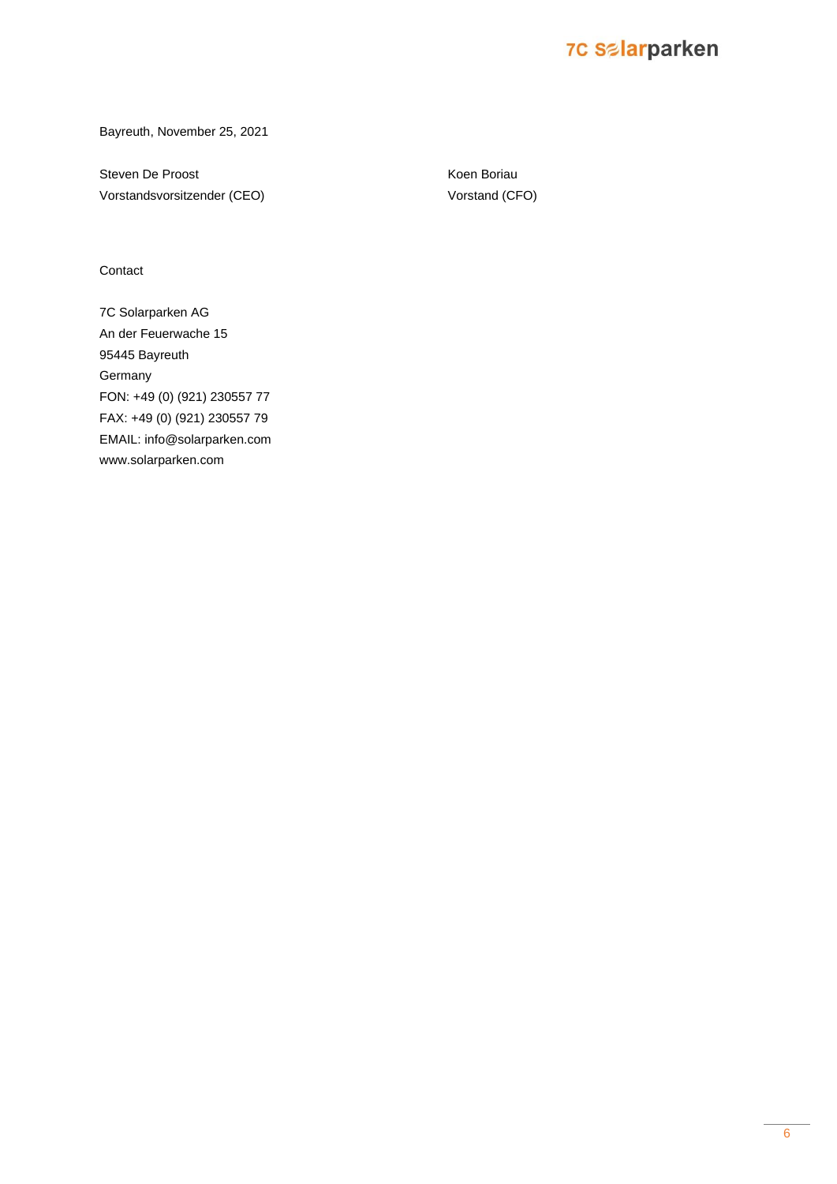Bayreuth, November 25, 2021

Steven De Proost
Vorstandsvorsitzender (CEO)

Koen Boriau
Vorstand (CFO)

Contact

7C Solarparken AG
An der Feuerwache 15
95445 Bayreuth
Germany
FON: +49 (0) (921) 230557 77
FAX: +49 (0) (921) 230557 79
EMAIL: info@solarparken.com
www.solarparken.com